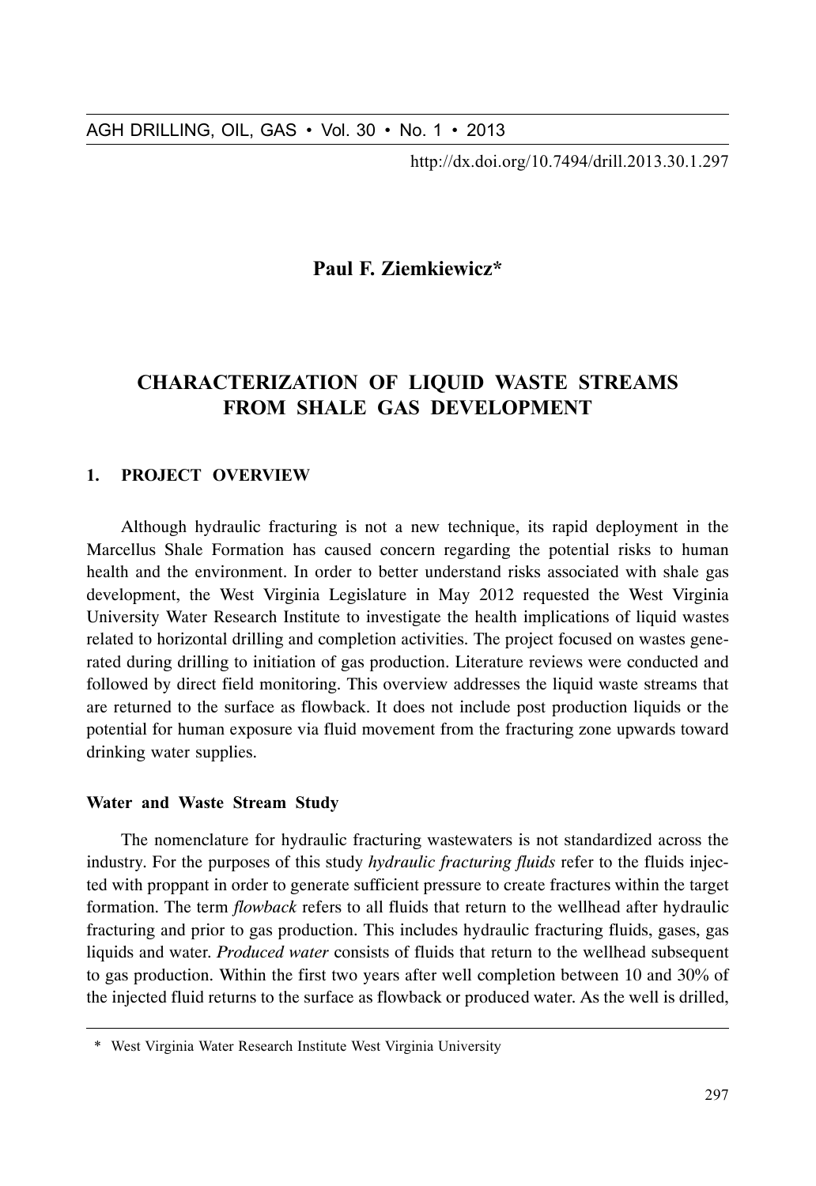# Paul F. Ziemkiewicz*

# CHARACTERIZATION OF LIQUID WASTE STREAMS FROM SHALE GAS DEVELOPMENT

## 1. PROJECT OVERVIEW

Although hydraulic fracturing is not a new technique, its rapid deployment in the Marcellus Shale Formation has caused concern regarding the potential risks to human health and the environment. In order to better understand risks associated with shale gas development, the West Virginia Legislature in May 2012 requested the West Virginia University Water Research Institute to investigate the health implications of liquid wastes related to horizontal drilling and completion activities. The project focused on wastes generated during drilling to initiation of gas production. Literature reviews were conducted and followed by direct field monitoring. This overview addresses the liquid waste streams that are returned to the surface as flowback. It does not include post production liquids or the potential for human exposure via fluid movement from the fracturing zone upwards toward drinking water supplies.

### Water and Waste Stream Study

The nomenclature for hydraulic fracturing wastewaters is not standardized across the industry. For the purposes of this study *hydraulic fracturing fluids* refer to the fluids injected with proppant in order to generate sufficient pressure to create fractures within the target formation. The term *flowback* refers to all fluids that return to the wellhead after hydraulic fracturing and prior to gas production. This includes hydraulic fracturing fluids, gases, gas liquids and water. *Produced water* consists of fluids that return to the wellhead subsequent to gas production. Within the first two years after well completion between 10 and 30% of the injected fluid returns to the surface as flowback or produced water. As the well is drilled,

\* West Virginia Water Research Institute West Virginia University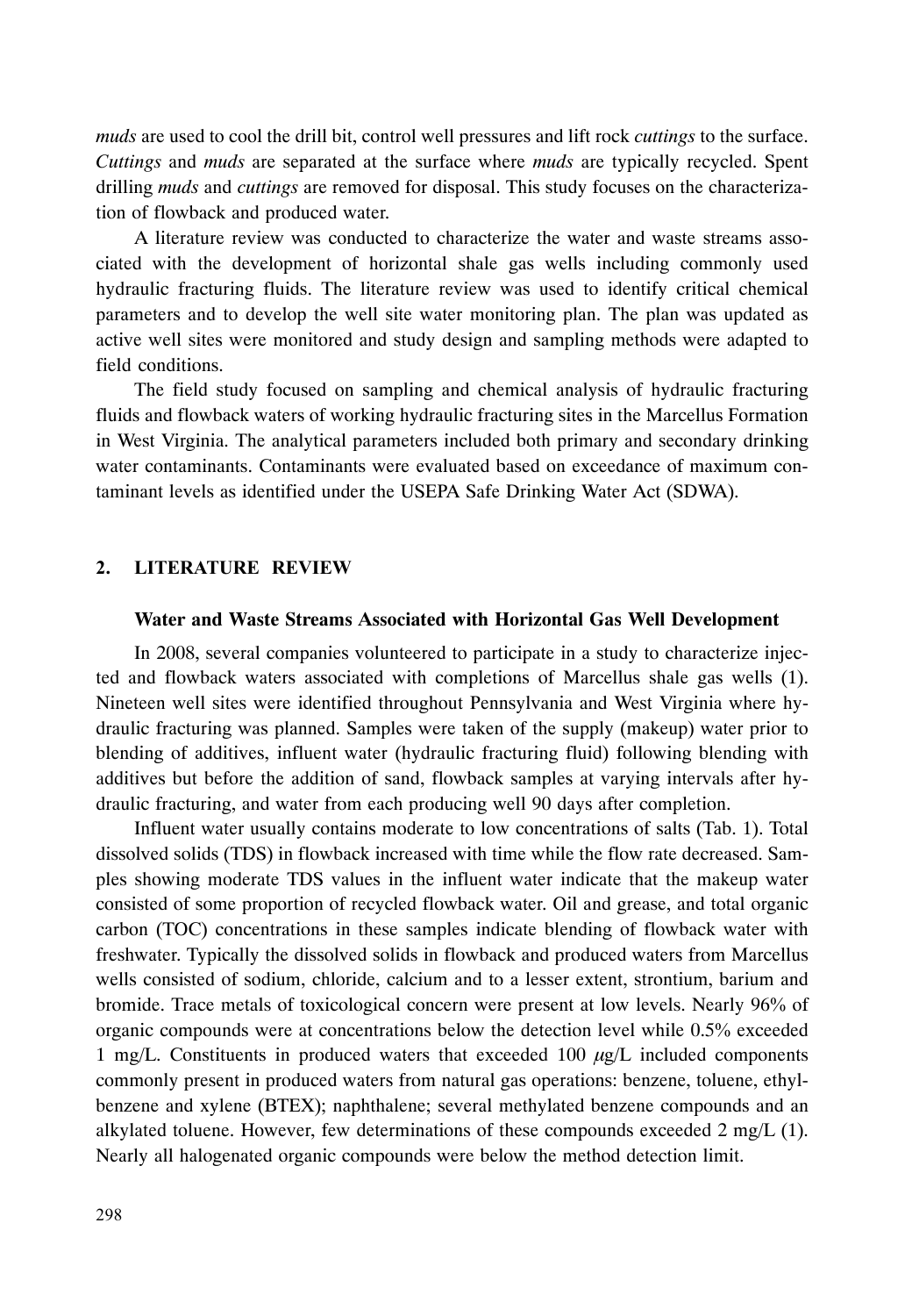*muds* are used to cool the drill bit, control well pressures and lift rock *cuttings* to the surface. *Cuttings* and *muds* are separated at the surface where *muds* are typically recycled. Spent drilling *muds* and *cuttings* are removed for disposal. This study focuses on the characterization of flowback and produced water.

A literature review was conducted to characterize the water and waste streams associated with the development of horizontal shale gas wells including commonly used hydraulic fracturing fluids. The literature review was used to identify critical chemical parameters and to develop the well site water monitoring plan. The plan was updated as active well sites were monitored and study design and sampling methods were adapted to field conditions.

The field study focused on sampling and chemical analysis of hydraulic fracturing fluids and flowback waters of working hydraulic fracturing sites in the Marcellus Formation in West Virginia. The analytical parameters included both primary and secondary drinking water contaminants. Contaminants were evaluated based on exceedance of maximum contaminant levels as identified under the USEPA Safe Drinking Water Act (SDWA).

## 2. LITERATURE REVIEW

### Water and Waste Streams Associated with Horizontal Gas Well Development

In 2008, several companies volunteered to participate in a study to characterize injected and flowback waters associated with completions of Marcellus shale gas wells (1). Nineteen well sites were identified throughout Pennsylvania and West Virginia where hydraulic fracturing was planned. Samples were taken of the supply (makeup) water prior to blending of additives, influent water (hydraulic fracturing fluid) following blending with additives but before the addition of sand, flowback samples at varying intervals after hydraulic fracturing, and water from each producing well 90 days after completion.

Influent water usually contains moderate to low concentrations of salts (Tab. 1). Total dissolved solids (TDS) in flowback increased with time while the flow rate decreased. Samples showing moderate TDS values in the influent water indicate that the makeup water consisted of some proportion of recycled flowback water. Oil and grease, and total organic carbon (TOC) concentrations in these samples indicate blending of flowback water with freshwater. Typically the dissolved solids in flowback and produced waters from Marcellus wells consisted of sodium, chloride, calcium and to a lesser extent, strontium, barium and bromide. Trace metals of toxicological concern were present at low levels. Nearly 96% of organic compounds were at concentrations below the detection level while 0.5% exceeded 1 mg/L. Constituents in produced waters that exceeded 100 $\mu$g/L included components commonly present in produced waters from natural gas operations: benzene, toluene, ethylbenzene and xylene (BTEX); naphthalene; several methylated benzene compounds and an alkylated toluene. However, few determinations of these compounds exceeded 2 mg/L (1). Nearly all halogenated organic compounds were below the method detection limit.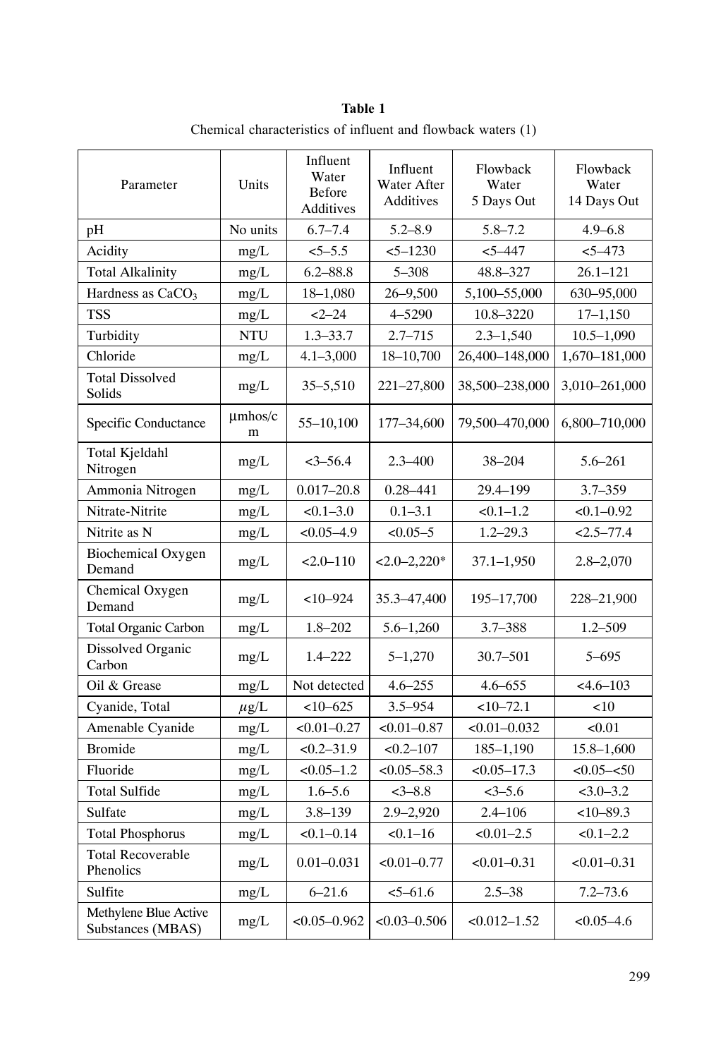**Table 1**

Chemical characteristics of influent and flowback waters (1)

| Parameter | Units | Influent Water Before Additives | Influent Water After Additives | Flowback Water 5 Days Out | Flowback Water 14 Days Out |
|---|---|---|---|---|---|
| pH | No units | 6.7–7.4 | 5.2–8.9 | 5.8–7.2 | 4.9–6.8 |
| Acidity | mg/L | <5–5.5 | <5–1230 | <5–447 | <5–473 |
| Total Alkalinity | mg/L | 6.2–88.8 | 5–308 | 48.8–327 | 26.1–121 |
| Hardness as $CaCO_3$ | mg/L | 18–1,080 | 26–9,500 | 5,100–55,000 | 630–95,000 |
| TSS | mg/L | <2–24 | 4–5290 | 10.8–3220 | 17–1,150 |
| Turbidity | NTU | 1.3–33.7 | 2.7–715 | 2.3–1,540 | 10.5–1,090 |
| Chloride | mg/L | 4.1–3,000 | 18–10,700 | 26,400–148,000 | 1,670–181,000 |
| Total Dissolved Solids | mg/L | 35–5,510 | 221–27,800 | 38,500–238,000 | 3,010–261,000 |
| Specific Conductance | μmhos/cm | 55–10,100 | 177–34,600 | 79,500–470,000 | 6,800–710,000 |
| Total Kjeldahl Nitrogen | mg/L | <3–56.4 | 2.3–400 | 38–204 | 5.6–261 |
| Ammonia Nitrogen | mg/L | 0.017–20.8 | 0.28–441 | 29.4–199 | 3.7–359 |
| Nitrate-Nitrite | mg/L | <0.1–3.0 | 0.1–3.1 | <0.1–1.2 | <0.1–0.92 |
| Nitrite as N | mg/L | <0.05–4.9 | <0.05–5 | 1.2–29.3 | <2.5–77.4 |
| Biochemical Oxygen Demand | mg/L | <2.0–110 | <2.0–2,220* | 37.1–1,950 | 2.8–2,070 |
| Chemical Oxygen Demand | mg/L | <10–924 | 35.3–47,400 | 195–17,700 | 228–21,900 |
| Total Organic Carbon | mg/L | 1.8–202 | 5.6–1,260 | 3.7–388 | 1.2–509 |
| Dissolved Organic Carbon | mg/L | 1.4–222 | 5–1,270 | 30.7–501 | 5–695 |
| Oil & Grease | mg/L | Not detected | 4.6–255 | 4.6–655 | <4.6–103 |
| Cyanide, Total | μg/L | <10–625 | 3.5–954 | <10–72.1 | <10 |
| Amenable Cyanide | mg/L | <0.01–0.27 | <0.01–0.87 | <0.01–0.032 | <0.01 |
| Bromide | mg/L | <0.2–31.9 | <0.2–107 | 185–1,190 | 15.8–1,600 |
| Fluoride | mg/L | <0.05–1.2 | <0.05–58.3 | <0.05–17.3 | <0.05–<50 |
| Total Sulfide | mg/L | 1.6–5.6 | <3–8.8 | <3–5.6 | <3.0–3.2 |
| Sulfate | mg/L | 3.8–139 | 2.9–2,920 | 2.4–106 | <10–89.3 |
| Total Phosphorus | mg/L | <0.1–0.14 | <0.1–16 | <0.01–2.5 | <0.1–2.2 |
| Total Recoverable Phenolics | mg/L | 0.01–0.031 | <0.01–0.77 | <0.01–0.31 | <0.01–0.31 |
| Sulfite | mg/L | 6–21.6 | <5–61.6 | 2.5–38 | 7.2–73.6 |
| Methylene Blue Active Substances (MBAS) | mg/L | <0.05–0.962 | <0.03–0.506 | <0.012–1.52 | <0.05–4.6 |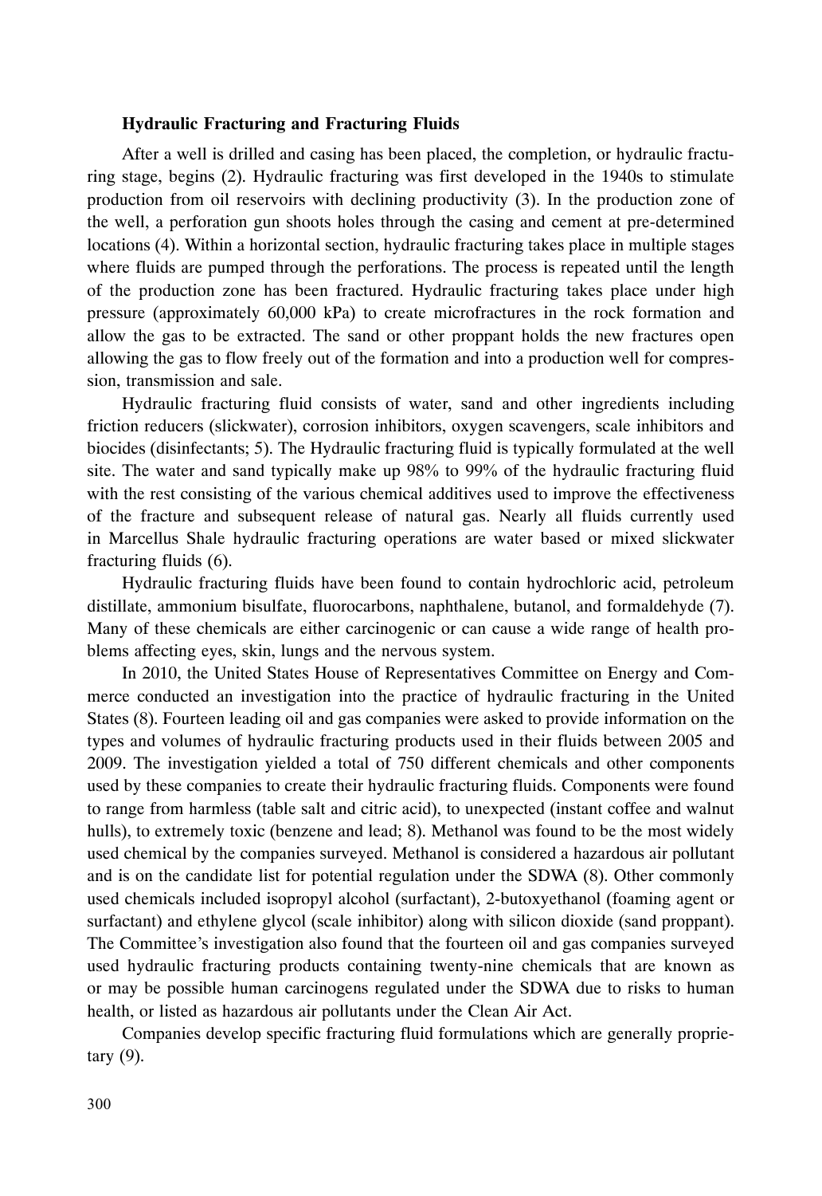### Hydraulic Fracturing and Fracturing Fluids

After a well is drilled and casing has been placed, the completion, or hydraulic fracturing stage, begins (2). Hydraulic fracturing was first developed in the 1940s to stimulate production from oil reservoirs with declining productivity (3). In the production zone of the well, a perforation gun shoots holes through the casing and cement at pre-determined locations (4). Within a horizontal section, hydraulic fracturing takes place in multiple stages where fluids are pumped through the perforations. The process is repeated until the length of the production zone has been fractured. Hydraulic fracturing takes place under high pressure (approximately 60,000 kPa) to create microfractures in the rock formation and allow the gas to be extracted. The sand or other proppant holds the new fractures open allowing the gas to flow freely out of the formation and into a production well for compression, transmission and sale.

Hydraulic fracturing fluid consists of water, sand and other ingredients including friction reducers (slickwater), corrosion inhibitors, oxygen scavengers, scale inhibitors and biocides (disinfectants; 5). The Hydraulic fracturing fluid is typically formulated at the well site. The water and sand typically make up 98% to 99% of the hydraulic fracturing fluid with the rest consisting of the various chemical additives used to improve the effectiveness of the fracture and subsequent release of natural gas. Nearly all fluids currently used in Marcellus Shale hydraulic fracturing operations are water based or mixed slickwater fracturing fluids (6).

Hydraulic fracturing fluids have been found to contain hydrochloric acid, petroleum distillate, ammonium bisulfate, fluorocarbons, naphthalene, butanol, and formaldehyde (7). Many of these chemicals are either carcinogenic or can cause a wide range of health problems affecting eyes, skin, lungs and the nervous system.

In 2010, the United States House of Representatives Committee on Energy and Commerce conducted an investigation into the practice of hydraulic fracturing in the United States (8). Fourteen leading oil and gas companies were asked to provide information on the types and volumes of hydraulic fracturing products used in their fluids between 2005 and 2009. The investigation yielded a total of 750 different chemicals and other components used by these companies to create their hydraulic fracturing fluids. Components were found to range from harmless (table salt and citric acid), to unexpected (instant coffee and walnut hulls), to extremely toxic (benzene and lead; 8). Methanol was found to be the most widely used chemical by the companies surveyed. Methanol is considered a hazardous air pollutant and is on the candidate list for potential regulation under the SDWA (8). Other commonly used chemicals included isopropyl alcohol (surfactant), 2-butoxyethanol (foaming agent or surfactant) and ethylene glycol (scale inhibitor) along with silicon dioxide (sand proppant). The Committee's investigation also found that the fourteen oil and gas companies surveyed used hydraulic fracturing products containing twenty-nine chemicals that are known as or may be possible human carcinogens regulated under the SDWA due to risks to human health, or listed as hazardous air pollutants under the Clean Air Act.

Companies develop specific fracturing fluid formulations which are generally proprietary (9).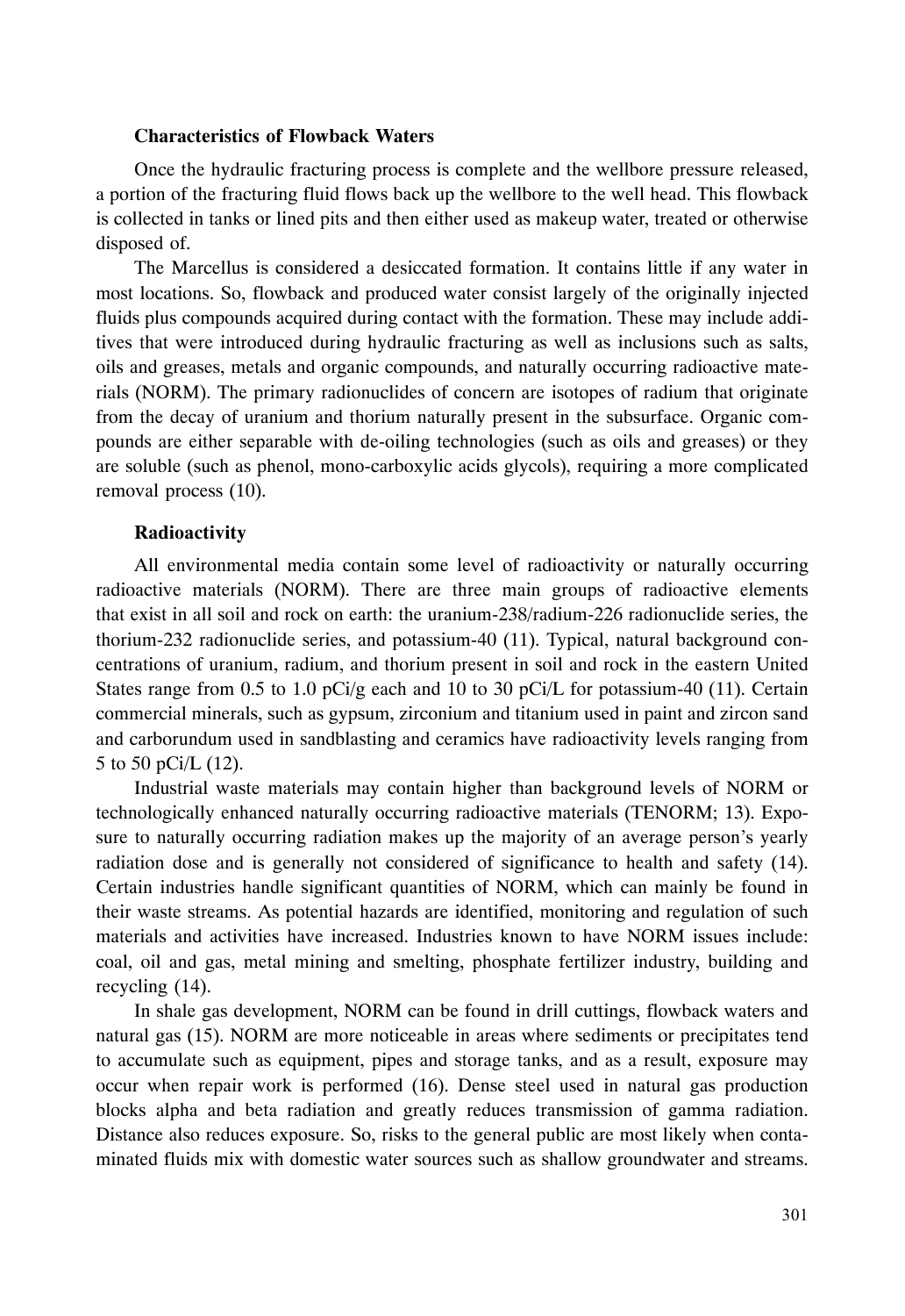### Characteristics of Flowback Waters

Once the hydraulic fracturing process is complete and the wellbore pressure released, a portion of the fracturing fluid flows back up the wellbore to the well head. This flowback is collected in tanks or lined pits and then either used as makeup water, treated or otherwise disposed of.

The Marcellus is considered a desiccated formation. It contains little if any water in most locations. So, flowback and produced water consist largely of the originally injected fluids plus compounds acquired during contact with the formation. These may include additives that were introduced during hydraulic fracturing as well as inclusions such as salts, oils and greases, metals and organic compounds, and naturally occurring radioactive materials (NORM). The primary radionuclides of concern are isotopes of radium that originate from the decay of uranium and thorium naturally present in the subsurface. Organic compounds are either separable with de-oiling technologies (such as oils and greases) or they are soluble (such as phenol, mono-carboxylic acids glycols), requiring a more complicated removal process (10).

### Radioactivity

All environmental media contain some level of radioactivity or naturally occurring radioactive materials (NORM). There are three main groups of radioactive elements that exist in all soil and rock on earth: the uranium-238/radium-226 radionuclide series, the thorium-232 radionuclide series, and potassium-40 (11). Typical, natural background concentrations of uranium, radium, and thorium present in soil and rock in the eastern United States range from 0.5 to 1.0 pCi/g each and 10 to 30 pCi/L for potassium-40 (11). Certain commercial minerals, such as gypsum, zirconium and titanium used in paint and zircon sand and carborundum used in sandblasting and ceramics have radioactivity levels ranging from 5 to 50 pCi/L (12).

Industrial waste materials may contain higher than background levels of NORM or technologically enhanced naturally occurring radioactive materials (TENORM; 13). Exposure to naturally occurring radiation makes up the majority of an average person's yearly radiation dose and is generally not considered of significance to health and safety (14). Certain industries handle significant quantities of NORM, which can mainly be found in their waste streams. As potential hazards are identified, monitoring and regulation of such materials and activities have increased. Industries known to have NORM issues include: coal, oil and gas, metal mining and smelting, phosphate fertilizer industry, building and recycling (14).

In shale gas development, NORM can be found in drill cuttings, flowback waters and natural gas (15). NORM are more noticeable in areas where sediments or precipitates tend to accumulate such as equipment, pipes and storage tanks, and as a result, exposure may occur when repair work is performed (16). Dense steel used in natural gas production blocks alpha and beta radiation and greatly reduces transmission of gamma radiation. Distance also reduces exposure. So, risks to the general public are most likely when contaminated fluids mix with domestic water sources such as shallow groundwater and streams.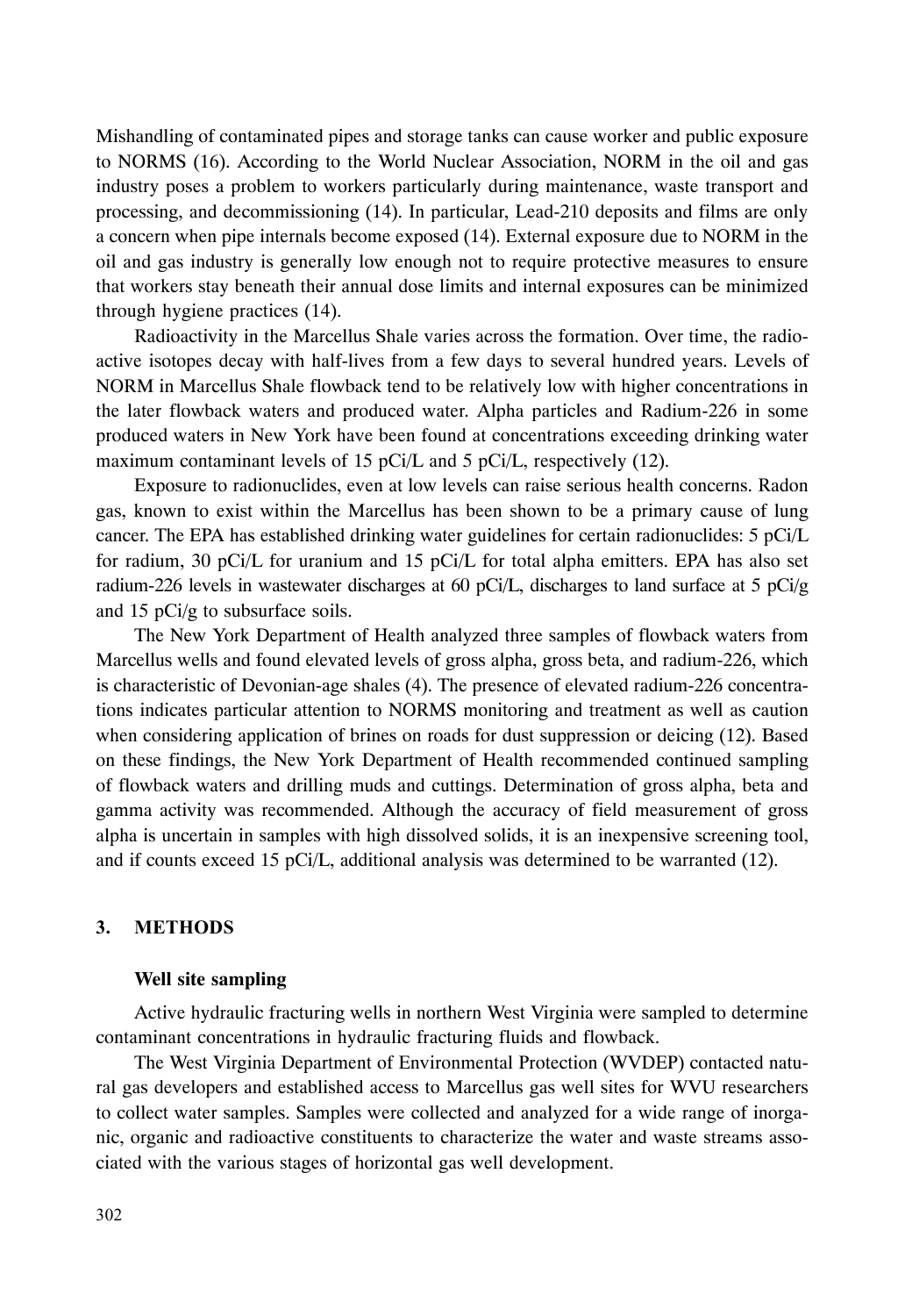Mishandling of contaminated pipes and storage tanks can cause worker and public exposure to NORMS (16). According to the World Nuclear Association, NORM in the oil and gas industry poses a problem to workers particularly during maintenance, waste transport and processing, and decommissioning (14). In particular, Lead-210 deposits and films are only a concern when pipe internals become exposed (14). External exposure due to NORM in the oil and gas industry is generally low enough not to require protective measures to ensure that workers stay beneath their annual dose limits and internal exposures can be minimized through hygiene practices (14).

Radioactivity in the Marcellus Shale varies across the formation. Over time, the radioactive isotopes decay with half-lives from a few days to several hundred years. Levels of NORM in Marcellus Shale flowback tend to be relatively low with higher concentrations in the later flowback waters and produced water. Alpha particles and Radium-226 in some produced waters in New York have been found at concentrations exceeding drinking water maximum contaminant levels of 15 pCi/L and 5 pCi/L, respectively (12).

Exposure to radionuclides, even at low levels can raise serious health concerns. Radon gas, known to exist within the Marcellus has been shown to be a primary cause of lung cancer. The EPA has established drinking water guidelines for certain radionuclides: 5 pCi/L for radium, 30 pCi/L for uranium and 15 pCi/L for total alpha emitters. EPA has also set radium-226 levels in wastewater discharges at 60 pCi/L, discharges to land surface at 5 pCi/g and 15 pCi/g to subsurface soils.

The New York Department of Health analyzed three samples of flowback waters from Marcellus wells and found elevated levels of gross alpha, gross beta, and radium-226, which is characteristic of Devonian-age shales (4). The presence of elevated radium-226 concentrations indicates particular attention to NORMS monitoring and treatment as well as caution when considering application of brines on roads for dust suppression or deicing (12). Based on these findings, the New York Department of Health recommended continued sampling of flowback waters and drilling muds and cuttings. Determination of gross alpha, beta and gamma activity was recommended. Although the accuracy of field measurement of gross alpha is uncertain in samples with high dissolved solids, it is an inexpensive screening tool, and if counts exceed 15 pCi/L, additional analysis was determined to be warranted (12).

## 3. METHODS

### Well site sampling

Active hydraulic fracturing wells in northern West Virginia were sampled to determine contaminant concentrations in hydraulic fracturing fluids and flowback.

The West Virginia Department of Environmental Protection (WVDEP) contacted natural gas developers and established access to Marcellus gas well sites for WVU researchers to collect water samples. Samples were collected and analyzed for a wide range of inorganic, organic and radioactive constituents to characterize the water and waste streams associated with the various stages of horizontal gas well development.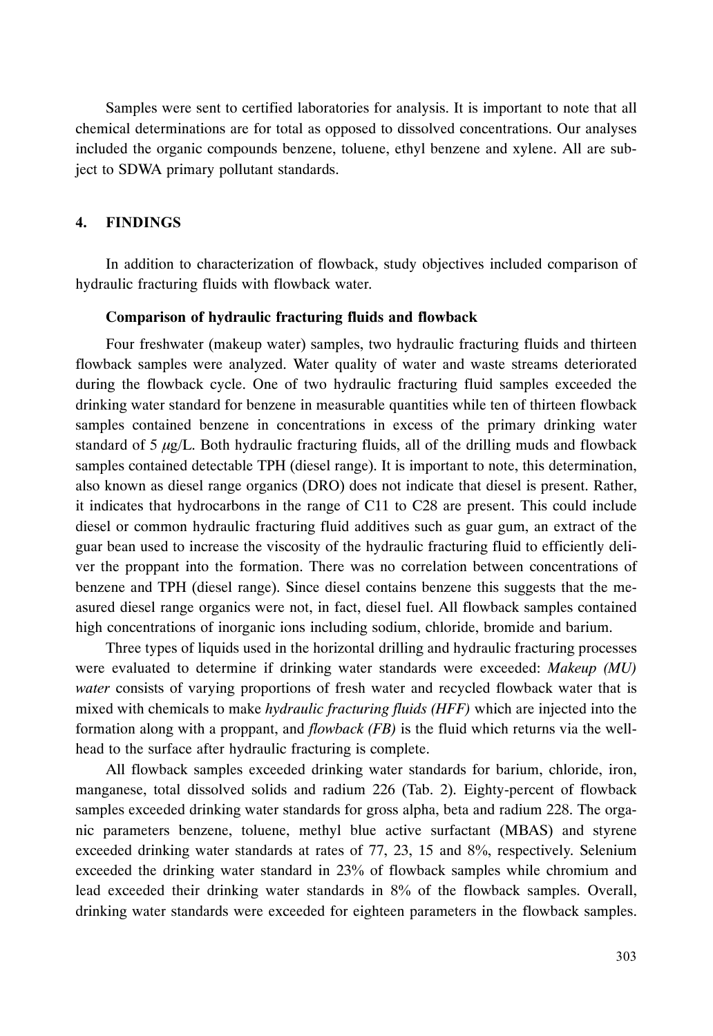Samples were sent to certified laboratories for analysis. It is important to note that all chemical determinations are for total as opposed to dissolved concentrations. Our analyses included the organic compounds benzene, toluene, ethyl benzene and xylene. All are subject to SDWA primary pollutant standards.

## 4. FINDINGS

In addition to characterization of flowback, study objectives included comparison of hydraulic fracturing fluids with flowback water.

### Comparison of hydraulic fracturing fluids and flowback

Four freshwater (makeup water) samples, two hydraulic fracturing fluids and thirteen flowback samples were analyzed. Water quality of water and waste streams deteriorated during the flowback cycle. One of two hydraulic fracturing fluid samples exceeded the drinking water standard for benzene in measurable quantities while ten of thirteen flowback samples contained benzene in concentrations in excess of the primary drinking water standard of 5 $\mu$g/L. Both hydraulic fracturing fluids, all of the drilling muds and flowback samples contained detectable TPH (diesel range). It is important to note, this determination, also known as diesel range organics (DRO) does not indicate that diesel is present. Rather, it indicates that hydrocarbons in the range of C11 to C28 are present. This could include diesel or common hydraulic fracturing fluid additives such as guar gum, an extract of the guar bean used to increase the viscosity of the hydraulic fracturing fluid to efficiently deliver the proppant into the formation. There was no correlation between concentrations of benzene and TPH (diesel range). Since diesel contains benzene this suggests that the measured diesel range organics were not, in fact, diesel fuel. All flowback samples contained high concentrations of inorganic ions including sodium, chloride, bromide and barium.

Three types of liquids used in the horizontal drilling and hydraulic fracturing processes were evaluated to determine if drinking water standards were exceeded: *Makeup (MU) water* consists of varying proportions of fresh water and recycled flowback water that is mixed with chemicals to make *hydraulic fracturing fluids (HFF)* which are injected into the formation along with a proppant, and *flowback (FB)* is the fluid which returns via the wellhead to the surface after hydraulic fracturing is complete.

All flowback samples exceeded drinking water standards for barium, chloride, iron, manganese, total dissolved solids and radium 226 (Tab. 2). Eighty-percent of flowback samples exceeded drinking water standards for gross alpha, beta and radium 228. The organic parameters benzene, toluene, methyl blue active surfactant (MBAS) and styrene exceeded drinking water standards at rates of 77, 23, 15 and 8%, respectively. Selenium exceeded the drinking water standard in 23% of flowback samples while chromium and lead exceeded their drinking water standards in 8% of the flowback samples. Overall, drinking water standards were exceeded for eighteen parameters in the flowback samples.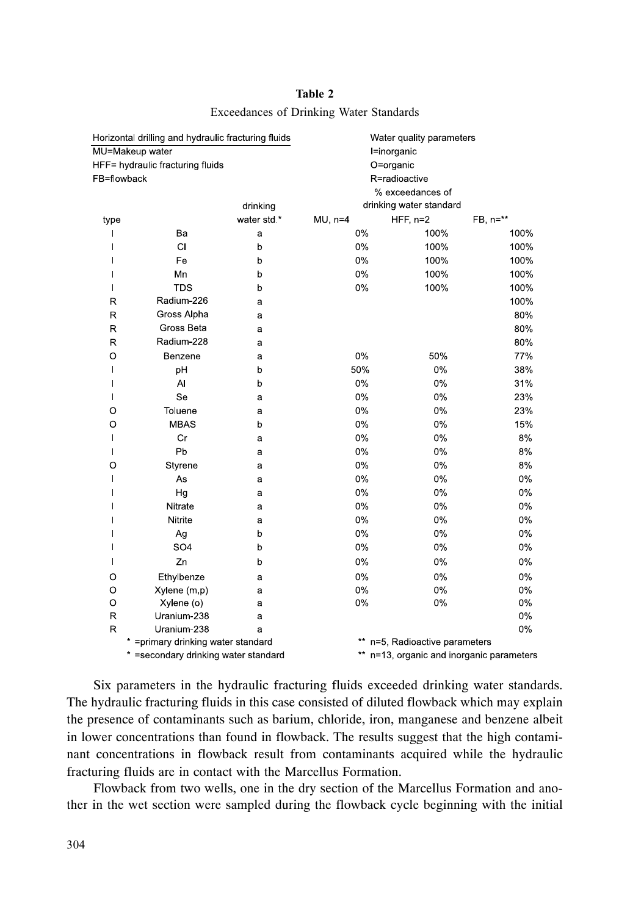**Table 2**

Exceedances of Drinking Water Standards

Horizontal drilling and hydraulic fracturing fluids
MU=Makeup water
HFF= hydraulic fracturing fluids
FB=flowback

Water quality parameters
I=inorganic
O=organic
R=radioactive

| type | | drinking water std.* | % exceedances of drinking water standard | | |
|---|---|---|---|---|---|
| | | | MU, n=4 | HFF, n=2 | FB, n=** |
| I | Ba | a | 0% | 100% | 100% |
| I | Cl | b | 0% | 100% | 100% |
| I | Fe | b | 0% | 100% | 100% |
| I | Mn | b | 0% | 100% | 100% |
| I | TDS | b | 0% | 100% | 100% |
| R | Radium-226 | a | | | 100% |
| R | Gross Alpha | a | | | 80% |
| R | Gross Beta | a | | | 80% |
| R | Radium-228 | a | | | 80% |
| O | Benzene | a | 0% | 50% | 77% |
| I | pH | b | 50% | 0% | 38% |
| I | Al | b | 0% | 0% | 31% |
| I | Se | a | 0% | 0% | 23% |
| O | Toluene | a | 0% | 0% | 23% |
| O | MBAS | b | 0% | 0% | 15% |
| I | Cr | a | 0% | 0% | 8% |
| I | Pb | a | 0% | 0% | 8% |
| O | Styrene | a | 0% | 0% | 8% |
| I | As | a | 0% | 0% | 0% |
| I | Hg | a | 0% | 0% | 0% |
| I | Nitrate | a | 0% | 0% | 0% |
| I | Nitrite | a | 0% | 0% | 0% |
| I | Ag | b | 0% | 0% | 0% |
| I | SO4 | b | 0% | 0% | 0% |
| I | Zn | b | 0% | 0% | 0% |
| O | Ethylbenze | a | 0% | 0% | 0% |
| O | Xylene (m,p) | a | 0% | 0% | 0% |
| O | Xylene (o) | a | 0% | 0% | 0% |
| R | Uranium-238 | a | | | 0% |
| R | Uranium-238 | a | | | 0% |

\* =primary drinking water standard
\* =secondary drinking water standard
** n=5, Radioactive parameters
** n=13, organic and inorganic parameters

Six parameters in the hydraulic fracturing fluids exceeded drinking water standards. The hydraulic fracturing fluids in this case consisted of diluted flowback which may explain the presence of contaminants such as barium, chloride, iron, manganese and benzene albeit in lower concentrations than found in flowback. The results suggest that the high contaminant concentrations in flowback result from contaminants acquired while the hydraulic fracturing fluids are in contact with the Marcellus Formation.

Flowback from two wells, one in the dry section of the Marcellus Formation and another in the wet section were sampled during the flowback cycle beginning with the initial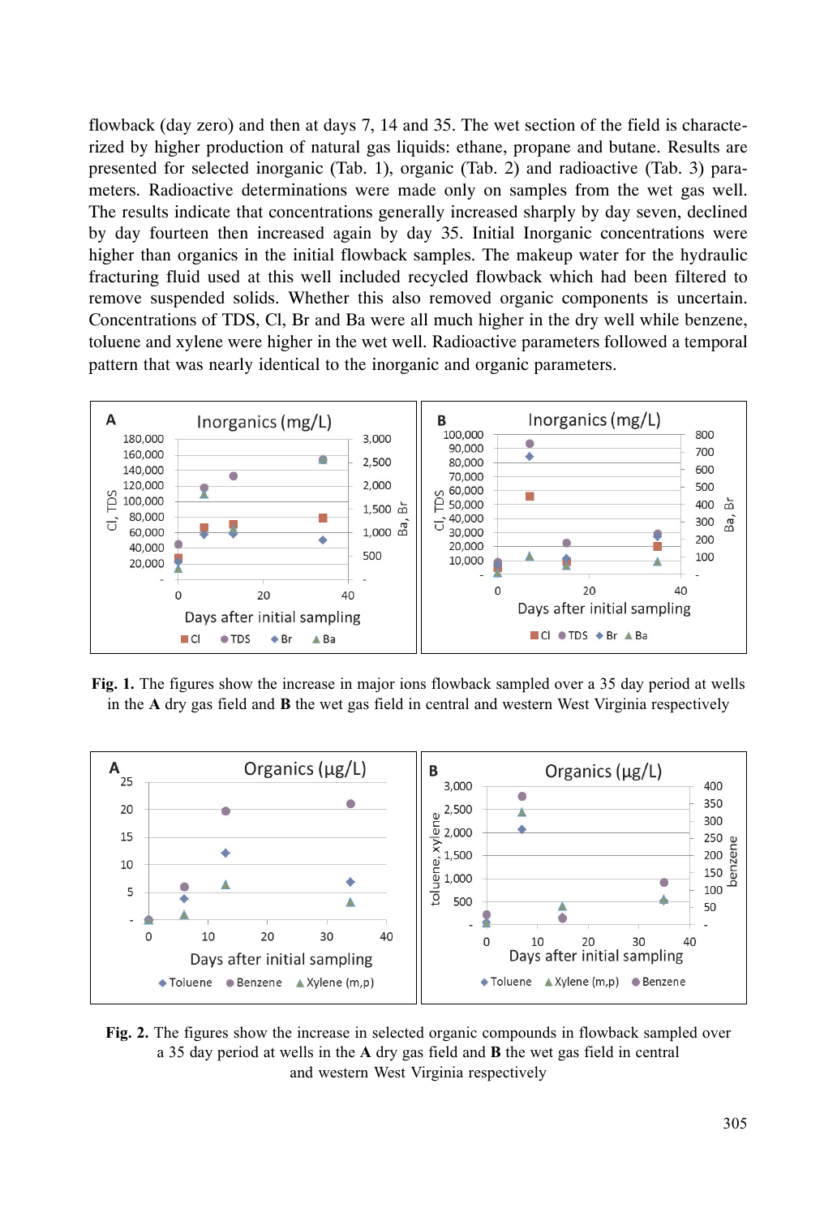flowback (day zero) and then at days 7, 14 and 35. The wet section of the field is characterized by higher production of natural gas liquids: ethane, propane and butane. Results are presented for selected inorganic (Tab. 1), organic (Tab. 2) and radioactive (Tab. 3) parameters. Radioactive determinations were made only on samples from the wet gas well. The results indicate that concentrations generally increased sharply by day seven, declined by day fourteen then increased again by day 35. Initial Inorganic concentrations were higher than organics in the initial flowback samples. The makeup water for the hydraulic fracturing fluid used at this well included recycled flowback which had been filtered to remove suspended solids. Whether this also removed organic components is uncertain. Concentrations of TDS, Cl, Br and Ba were all much higher in the dry well while benzene, toluene and xylene were higher in the wet well. Radioactive parameters followed a temporal pattern that was nearly identical to the inorganic and organic parameters.

**Fig. 1.** The figures show the increase in major ions flowback sampled over a 35 day period at wells in the **A** dry gas field and **B** the wet gas field in central and western West Virginia respectively

**Fig. 2.** The figures show the increase in selected organic compounds in flowback sampled over a 35 day period at wells in the **A** dry gas field and **B** the wet gas field in central and western West Virginia respectively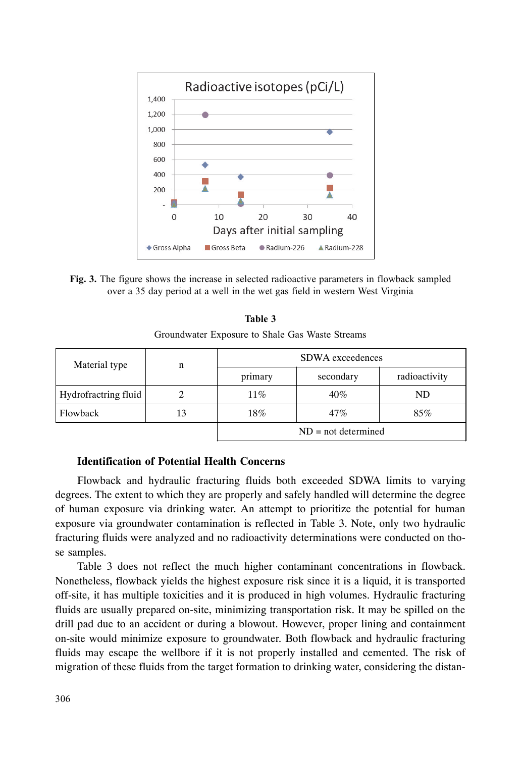**Fig. 3.** The figure shows the increase in selected radioactive parameters in flowback sampled over a 35 day period at a well in the wet gas field in western West Virginia

**Table 3**

Groundwater Exposure to Shale Gas Waste Streams

| Material type | n | SDWA exceedences | | |
|---|---|---|---|---|
| | | primary | secondary | radioactivity |
| Hydrofractring fluid | 2 | 11% | 40% | ND |
| Flowback | 13 | 18% | 47% | 85% |
| | | ND = not determined | | |

### Identification of Potential Health Concerns

Flowback and hydraulic fracturing fluids both exceeded SDWA limits to varying degrees. The extent to which they are properly and safely handled will determine the degree of human exposure via drinking water. An attempt to prioritize the potential for human exposure via groundwater contamination is reflected in Table 3. Note, only two hydraulic fracturing fluids were analyzed and no radioactivity determinations were conducted on those samples.

Table 3 does not reflect the much higher contaminant concentrations in flowback. Nonetheless, flowback yields the highest exposure risk since it is a liquid, it is transported off-site, it has multiple toxicities and it is produced in high volumes. Hydraulic fracturing fluids are usually prepared on-site, minimizing transportation risk. It may be spilled on the drill pad due to an accident or during a blowout. However, proper lining and containment on-site would minimize exposure to groundwater. Both flowback and hydraulic fracturing fluids may escape the wellbore if it is not properly installed and cemented. The risk of migration of these fluids from the target formation to drinking water, considering the distan-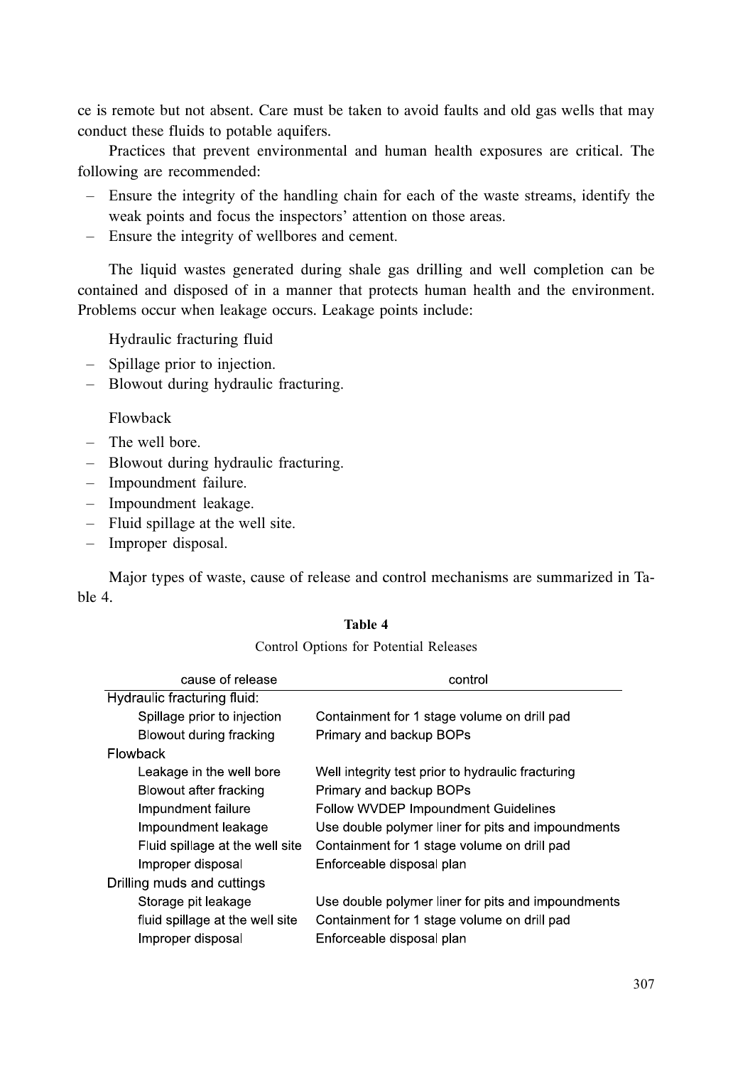ce is remote but not absent. Care must be taken to avoid faults and old gas wells that may conduct these fluids to potable aquifers.

Practices that prevent environmental and human health exposures are critical. The following are recommended:

- Ensure the integrity of the handling chain for each of the waste streams, identify the weak points and focus the inspectors' attention on those areas.
- Ensure the integrity of wellbores and cement.

The liquid wastes generated during shale gas drilling and well completion can be contained and disposed of in a manner that protects human health and the environment. Problems occur when leakage occurs. Leakage points include:

Hydraulic fracturing fluid

- Spillage prior to injection.
- Blowout during hydraulic fracturing.

Flowback

- The well bore.
- Blowout during hydraulic fracturing.
- Impoundment failure.
- Impoundment leakage.
- Fluid spillage at the well site.
- Improper disposal.

Major types of waste, cause of release and control mechanisms are summarized in Table 4.

**Table 4**

Control Options for Potential Releases

| cause of release | control |
|---|---|
| Hydraulic fracturing fluid: | |
| Spillage prior to injection | Containment for 1 stage volume on drill pad |
| Blowout during fracking | Primary and backup BOPs |
| Flowback | |
| Leakage in the well bore | Well integrity test prior to hydraulic fracturing |
| Blowout after fracking | Primary and backup BOPs |
| Impundment failure | Follow WVDEP Impoundment Guidelines |
| Impoundment leakage | Use double polymer liner for pits and impoundments |
| Fluid spillage at the well site | Containment for 1 stage volume on drill pad |
| Improper disposal | Enforceable disposal plan |
| Drilling muds and cuttings | |
| Storage pit leakage | Use double polymer liner for pits and impoundments |
| fluid spillage at the well site | Containment for 1 stage volume on drill pad |
| Improper disposal | Enforceable disposal plan |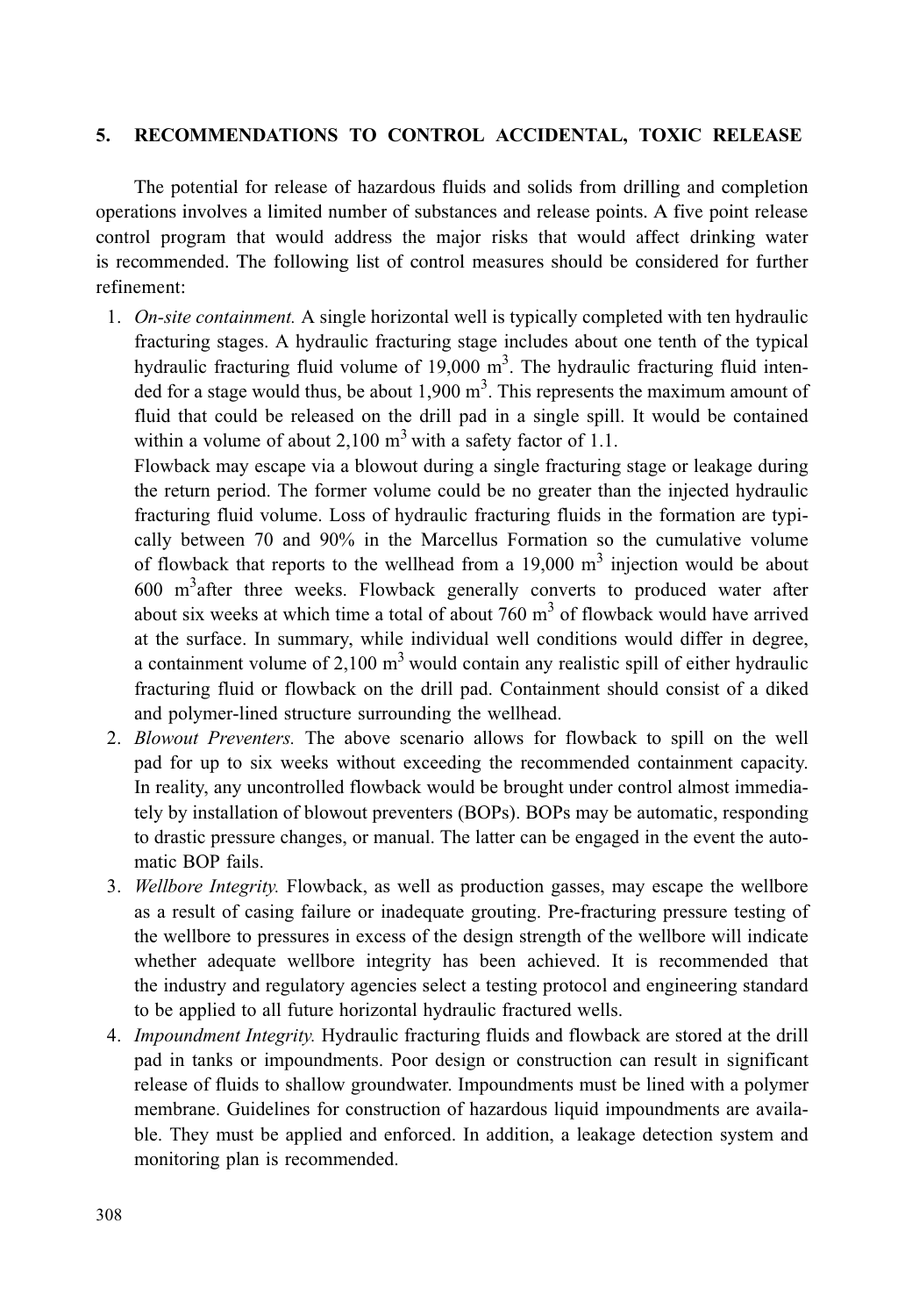## 5. RECOMMENDATIONS TO CONTROL ACCIDENTAL, TOXIC RELEASE

The potential for release of hazardous fluids and solids from drilling and completion operations involves a limited number of substances and release points. A five point release control program that would address the major risks that would affect drinking water is recommended. The following list of control measures should be considered for further refinement:

1. *On-site containment.* A single horizontal well is typically completed with ten hydraulic fracturing stages. A hydraulic fracturing stage includes about one tenth of the typical hydraulic fracturing fluid volume of 19,000 m$^3$. The hydraulic fracturing fluid intended for a stage would thus, be about 1,900 m$^3$. This represents the maximum amount of fluid that could be released on the drill pad in a single spill. It would be contained within a volume of about 2,100 m$^3$ with a safety factor of 1.1.
   Flowback may escape via a blowout during a single fracturing stage or leakage during the return period. The former volume could be no greater than the injected hydraulic fracturing fluid volume. Loss of hydraulic fracturing fluids in the formation are typically between 70 and 90% in the Marcellus Formation so the cumulative volume of flowback that reports to the wellhead from a 19,000 m$^3$ injection would be about 600 m$^3$after three weeks. Flowback generally converts to produced water after about six weeks at which time a total of about 760 m$^3$ of flowback would have arrived at the surface. In summary, while individual well conditions would differ in degree, a containment volume of 2,100 m$^3$ would contain any realistic spill of either hydraulic fracturing fluid or flowback on the drill pad. Containment should consist of a diked and polymer-lined structure surrounding the wellhead.
2. *Blowout Preventers.* The above scenario allows for flowback to spill on the well pad for up to six weeks without exceeding the recommended containment capacity. In reality, any uncontrolled flowback would be brought under control almost immediately by installation of blowout preventers (BOPs). BOPs may be automatic, responding to drastic pressure changes, or manual. The latter can be engaged in the event the automatic BOP fails.
3. *Wellbore Integrity.* Flowback, as well as production gasses, may escape the wellbore as a result of casing failure or inadequate grouting. Pre-fracturing pressure testing of the wellbore to pressures in excess of the design strength of the wellbore will indicate whether adequate wellbore integrity has been achieved. It is recommended that the industry and regulatory agencies select a testing protocol and engineering standard to be applied to all future horizontal hydraulic fractured wells.
4. *Impoundment Integrity.* Hydraulic fracturing fluids and flowback are stored at the drill pad in tanks or impoundments. Poor design or construction can result in significant release of fluids to shallow groundwater. Impoundments must be lined with a polymer membrane. Guidelines for construction of hazardous liquid impoundments are available. They must be applied and enforced. In addition, a leakage detection system and monitoring plan is recommended.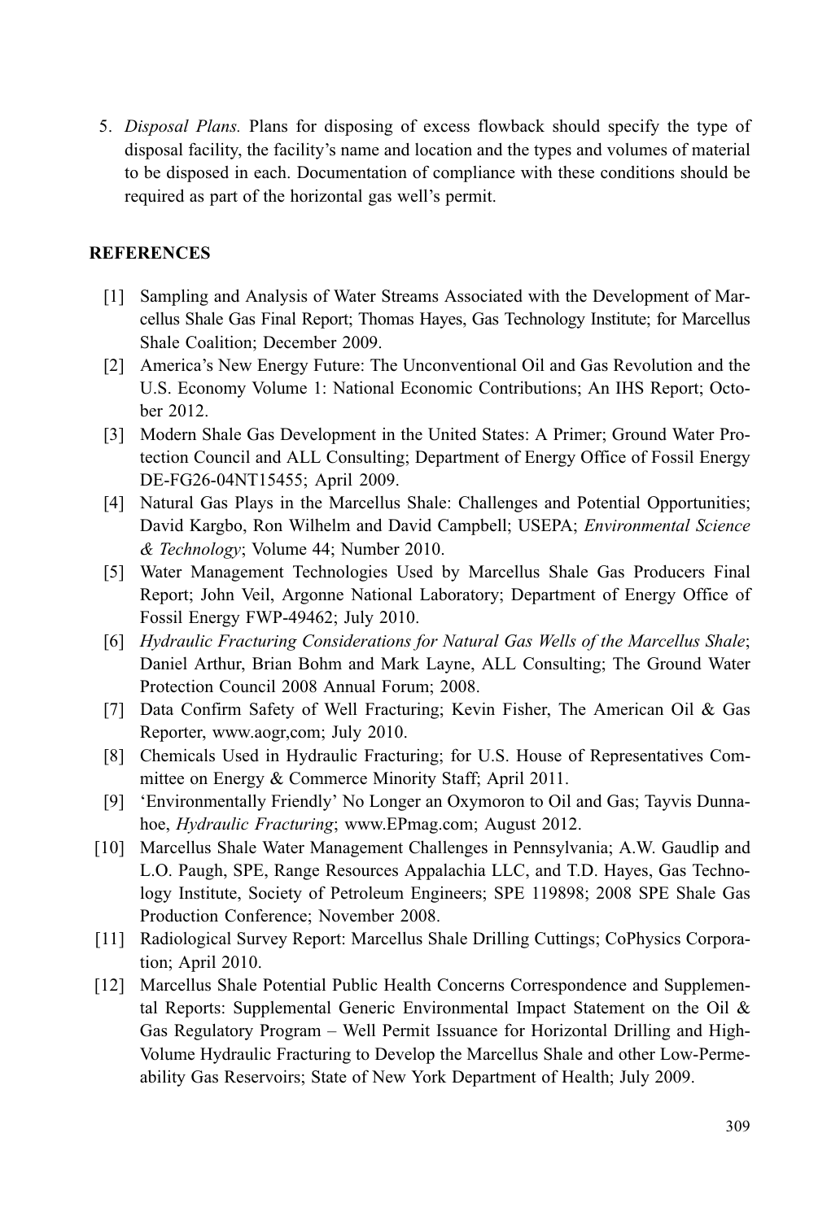5. *Disposal Plans.* Plans for disposing of excess flowback should specify the type of disposal facility, the facility's name and location and the types and volumes of material to be disposed in each. Documentation of compliance with these conditions should be required as part of the horizontal gas well's permit.

## REFERENCES

[1] Sampling and Analysis of Water Streams Associated with the Development of Marcellus Shale Gas Final Report; Thomas Hayes, Gas Technology Institute; for Marcellus Shale Coalition; December 2009.

[2] America's New Energy Future: The Unconventional Oil and Gas Revolution and the U.S. Economy Volume 1: National Economic Contributions; An IHS Report; October 2012.

[3] Modern Shale Gas Development in the United States: A Primer; Ground Water Protection Council and ALL Consulting; Department of Energy Office of Fossil Energy DE-FG26-04NT15455; April 2009.

[4] Natural Gas Plays in the Marcellus Shale: Challenges and Potential Opportunities; David Kargbo, Ron Wilhelm and David Campbell; USEPA; *Environmental Science & Technology*; Volume 44; Number 2010.

[5] Water Management Technologies Used by Marcellus Shale Gas Producers Final Report; John Veil, Argonne National Laboratory; Department of Energy Office of Fossil Energy FWP-49462; July 2010.

[6] *Hydraulic Fracturing Considerations for Natural Gas Wells of the Marcellus Shale*; Daniel Arthur, Brian Bohm and Mark Layne, ALL Consulting; The Ground Water Protection Council 2008 Annual Forum; 2008.

[7] Data Confirm Safety of Well Fracturing; Kevin Fisher, The American Oil & Gas Reporter, www.aogr,com; July 2010.

[8] Chemicals Used in Hydraulic Fracturing; for U.S. House of Representatives Committee on Energy & Commerce Minority Staff; April 2011.

[9] 'Environmentally Friendly' No Longer an Oxymoron to Oil and Gas; Tayvis Dunnahoe, *Hydraulic Fracturing*; www.EPmag.com; August 2012.

[10] Marcellus Shale Water Management Challenges in Pennsylvania; A.W. Gaudlip and L.O. Paugh, SPE, Range Resources Appalachia LLC, and T.D. Hayes, Gas Technology Institute, Society of Petroleum Engineers; SPE 119898; 2008 SPE Shale Gas Production Conference; November 2008.

[11] Radiological Survey Report: Marcellus Shale Drilling Cuttings; CoPhysics Corporation; April 2010.

[12] Marcellus Shale Potential Public Health Concerns Correspondence and Supplemental Reports: Supplemental Generic Environmental Impact Statement on the Oil & Gas Regulatory Program – Well Permit Issuance for Horizontal Drilling and High-Volume Hydraulic Fracturing to Develop the Marcellus Shale and other Low-Permeability Gas Reservoirs; State of New York Department of Health; July 2009.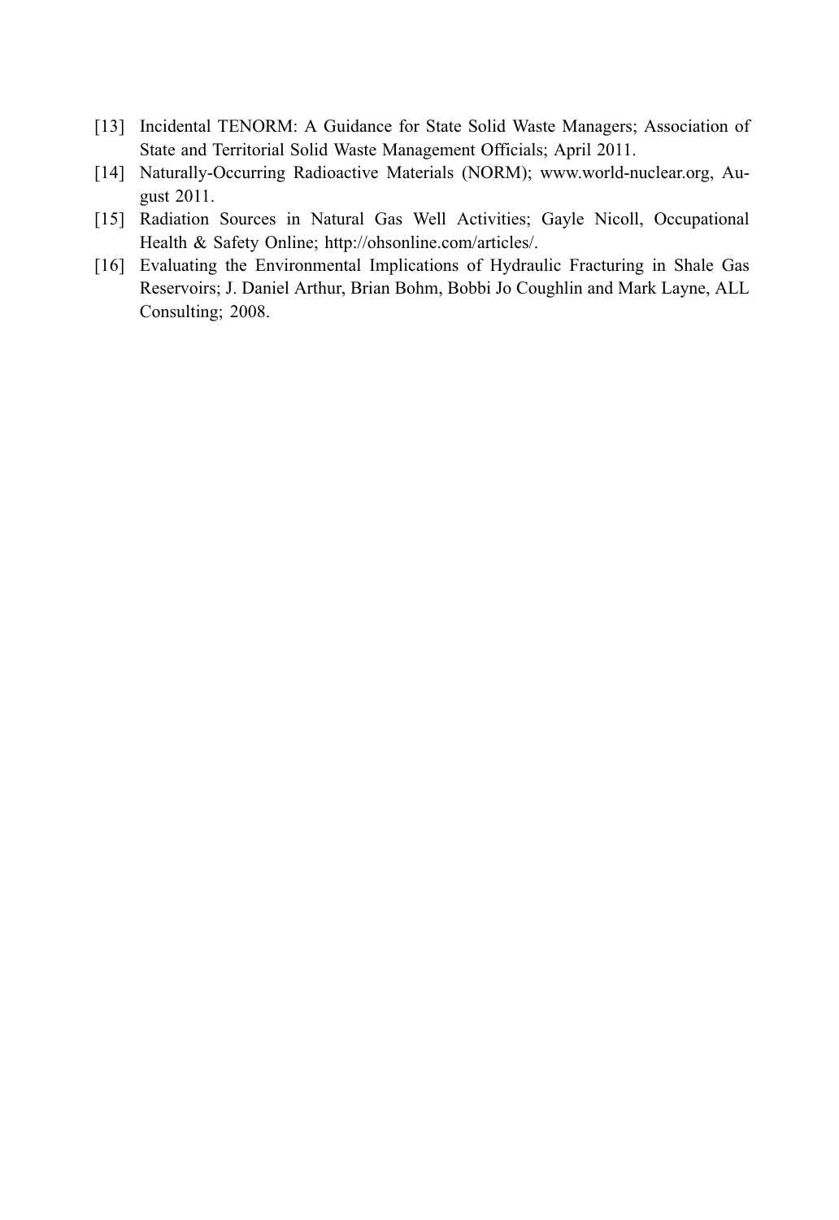[13] Incidental TENORM: A Guidance for State Solid Waste Managers; Association of State and Territorial Solid Waste Management Officials; April 2011.

[14] Naturally-Occurring Radioactive Materials (NORM); www.world-nuclear.org, August 2011.

[15] Radiation Sources in Natural Gas Well Activities; Gayle Nicoll, Occupational Health & Safety Online; http://ohsonline.com/articles/.

[16] Evaluating the Environmental Implications of Hydraulic Fracturing in Shale Gas Reservoirs; J. Daniel Arthur, Brian Bohm, Bobbi Jo Coughlin and Mark Layne, ALL Consulting; 2008.